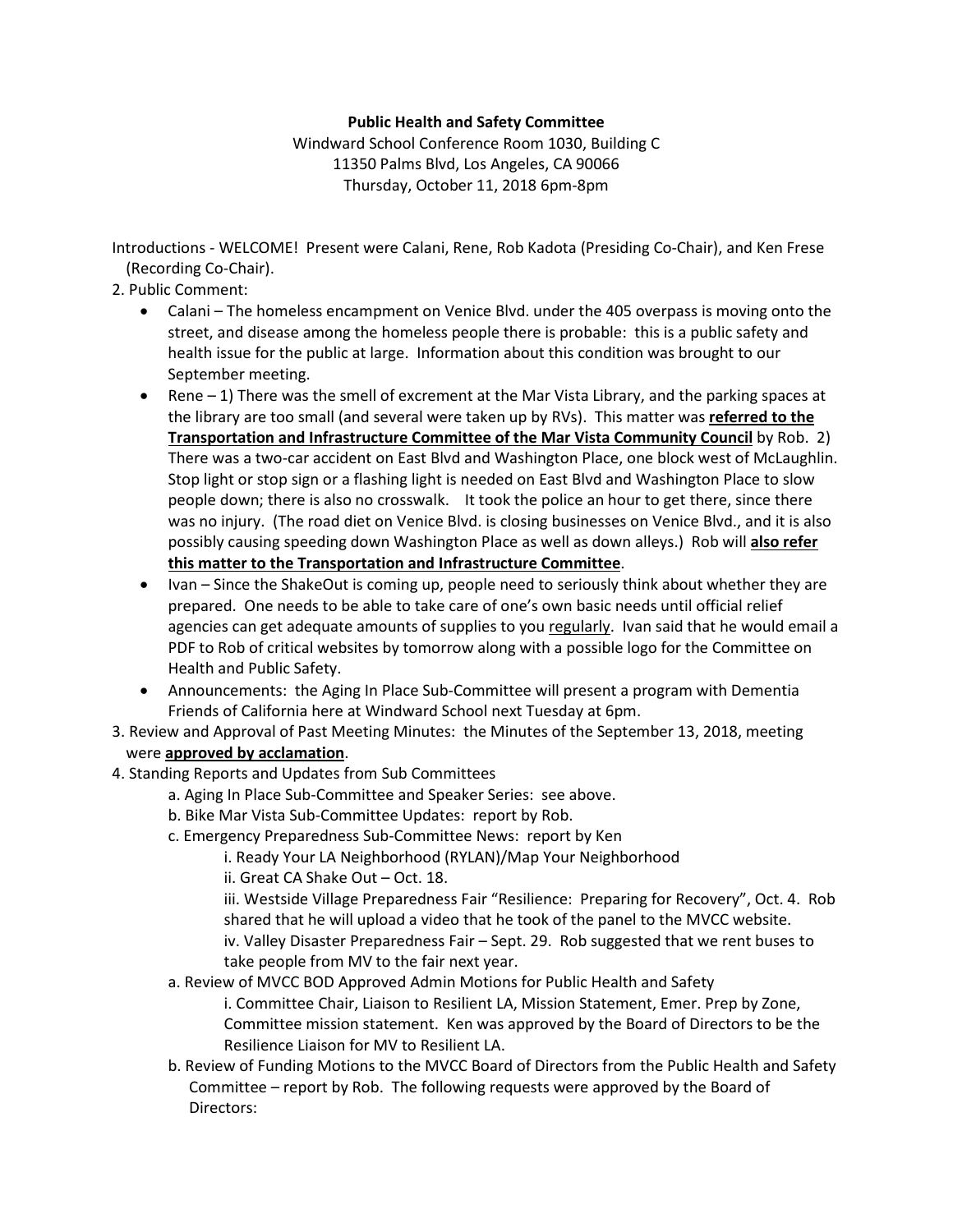**Public Health and Safety Committee**

Windward School Conference Room 1030, Building C
11350 Palms Blvd, Los Angeles, CA 90066
Thursday, October 11, 2018 6pm-8pm

Introductions - WELCOME! Present were Calani, Rene, Rob Kadota (Presiding Co-Chair), and Ken Frese (Recording Co-Chair).

2. Public Comment:
   - Calani – The homeless encampment on Venice Blvd. under the 405 overpass is moving onto the street, and disease among the homeless people there is probable: this is a public safety and health issue for the public at large. Information about this condition was brought to our September meeting.
   - Rene – 1) There was the smell of excrement at the Mar Vista Library, and the parking spaces at the library are too small (and several were taken up by RVs). This matter was **referred to the Transportation and Infrastructure Committee of the Mar Vista Community Council** by Rob. 2) There was a two-car accident on East Blvd and Washington Place, one block west of McLaughlin. Stop light or stop sign or a flashing light is needed on East Blvd and Washington Place to slow people down; there is also no crosswalk. It took the police an hour to get there, since there was no injury. (The road diet on Venice Blvd. is closing businesses on Venice Blvd., and it is also possibly causing speeding down Washington Place as well as down alleys.) Rob will **also refer this matter to the Transportation and Infrastructure Committee**.
   - Ivan – Since the ShakeOut is coming up, people need to seriously think about whether they are prepared. One needs to be able to take care of one's own basic needs until official relief agencies can get adequate amounts of supplies to you regularly. Ivan said that he would email a PDF to Rob of critical websites by tomorrow along with a possible logo for the Committee on Health and Public Safety.
   - Announcements: the Aging In Place Sub-Committee will present a program with Dementia Friends of California here at Windward School next Tuesday at 6pm.
3. Review and Approval of Past Meeting Minutes: the Minutes of the September 13, 2018, meeting were **approved by acclamation**.
4. Standing Reports and Updates from Sub Committees
   - a. Aging In Place Sub-Committee and Speaker Series: see above.
   - b. Bike Mar Vista Sub-Committee Updates: report by Rob.
   - c. Emergency Preparedness Sub-Committee News: report by Ken
     - i. Ready Your LA Neighborhood (RYLAN)/Map Your Neighborhood
     - ii. Great CA Shake Out – Oct. 18.
     - iii. Westside Village Preparedness Fair "Resilience: Preparing for Recovery", Oct. 4. Rob shared that he will upload a video that he took of the panel to the MVCC website.
     - iv. Valley Disaster Preparedness Fair – Sept. 29. Rob suggested that we rent buses to take people from MV to the fair next year.
   - a. Review of MVCC BOD Approved Admin Motions for Public Health and Safety
     - i. Committee Chair, Liaison to Resilient LA, Mission Statement, Emer. Prep by Zone, Committee mission statement. Ken was approved by the Board of Directors to be the Resilience Liaison for MV to Resilient LA.
   - b. Review of Funding Motions to the MVCC Board of Directors from the Public Health and Safety Committee – report by Rob. The following requests were approved by the Board of Directors: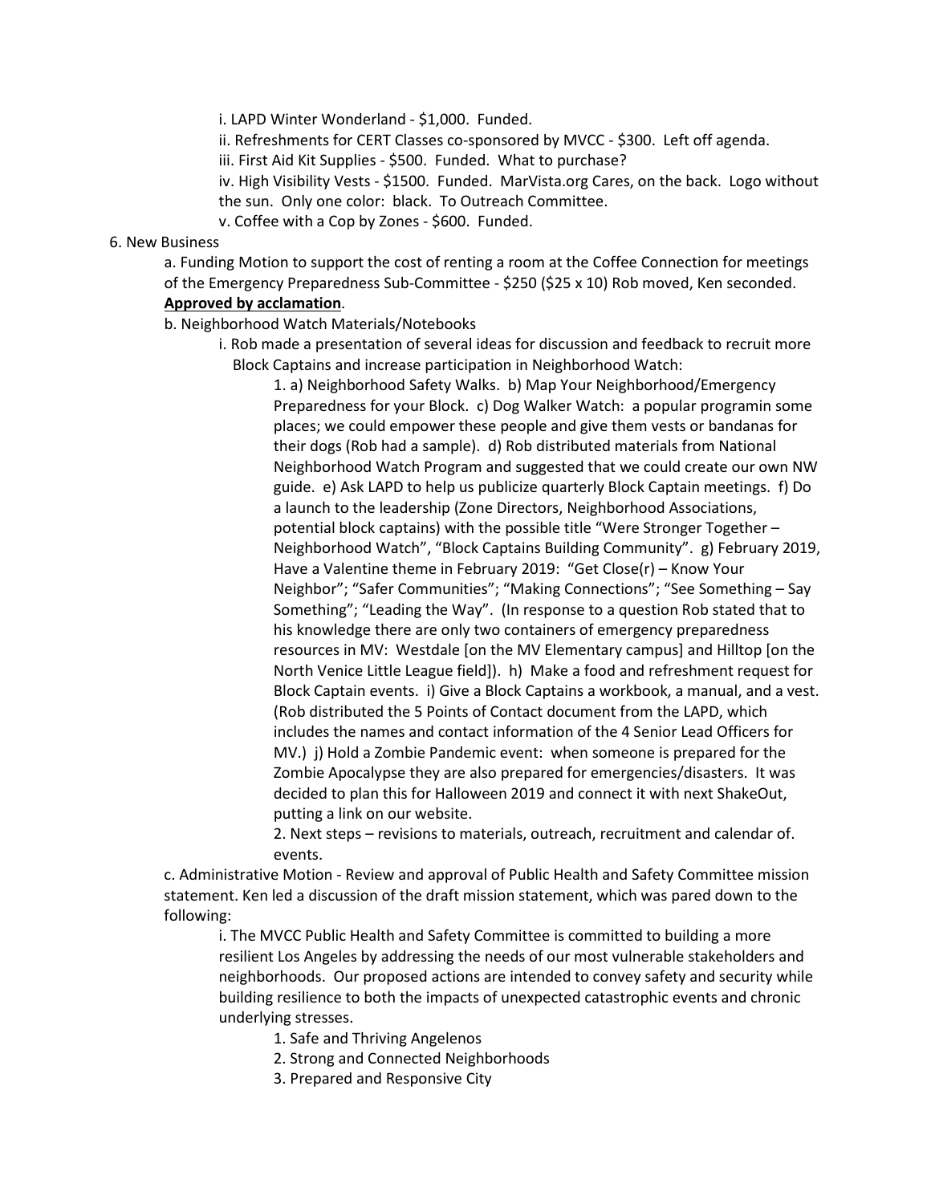i. LAPD Winter Wonderland - $1,000. Funded.

ii. Refreshments for CERT Classes co-sponsored by MVCC - $300. Left off agenda.

iii. First Aid Kit Supplies - $500. Funded. What to purchase?

iv. High Visibility Vests - $1500. Funded. MarVista.org Cares, on the back. Logo without the sun. Only one color: black. To Outreach Committee.

v. Coffee with a Cop by Zones - $600. Funded.

6. New Business

a. Funding Motion to support the cost of renting a room at the Coffee Connection for meetings of the Emergency Preparedness Sub-Committee - $250 ($25 x 10) Rob moved, Ken seconded. **Approved by acclamation**.

b. Neighborhood Watch Materials/Notebooks

i. Rob made a presentation of several ideas for discussion and feedback to recruit more Block Captains and increase participation in Neighborhood Watch:

1. a) Neighborhood Safety Walks. b) Map Your Neighborhood/Emergency Preparedness for your Block. c) Dog Walker Watch: a popular programin some places; we could empower these people and give them vests or bandanas for their dogs (Rob had a sample). d) Rob distributed materials from National Neighborhood Watch Program and suggested that we could create our own NW guide. e) Ask LAPD to help us publicize quarterly Block Captain meetings. f) Do a launch to the leadership (Zone Directors, Neighborhood Associations, potential block captains) with the possible title "Were Stronger Together – Neighborhood Watch", "Block Captains Building Community". g) February 2019, Have a Valentine theme in February 2019: "Get Close(r) – Know Your Neighbor"; "Safer Communities"; "Making Connections"; "See Something – Say Something"; "Leading the Way". (In response to a question Rob stated that to his knowledge there are only two containers of emergency preparedness resources in MV: Westdale [on the MV Elementary campus] and Hilltop [on the North Venice Little League field]). h) Make a food and refreshment request for Block Captain events. i) Give a Block Captains a workbook, a manual, and a vest. (Rob distributed the 5 Points of Contact document from the LAPD, which includes the names and contact information of the 4 Senior Lead Officers for MV.) j) Hold a Zombie Pandemic event: when someone is prepared for the Zombie Apocalypse they are also prepared for emergencies/disasters. It was decided to plan this for Halloween 2019 and connect it with next ShakeOut, putting a link on our website.

2. Next steps – revisions to materials, outreach, recruitment and calendar of. events.

c. Administrative Motion - Review and approval of Public Health and Safety Committee mission statement. Ken led a discussion of the draft mission statement, which was pared down to the following:

i. The MVCC Public Health and Safety Committee is committed to building a more resilient Los Angeles by addressing the needs of our most vulnerable stakeholders and neighborhoods. Our proposed actions are intended to convey safety and security while building resilience to both the impacts of unexpected catastrophic events and chronic underlying stresses.

1. Safe and Thriving Angelenos
2. Strong and Connected Neighborhoods
3. Prepared and Responsive City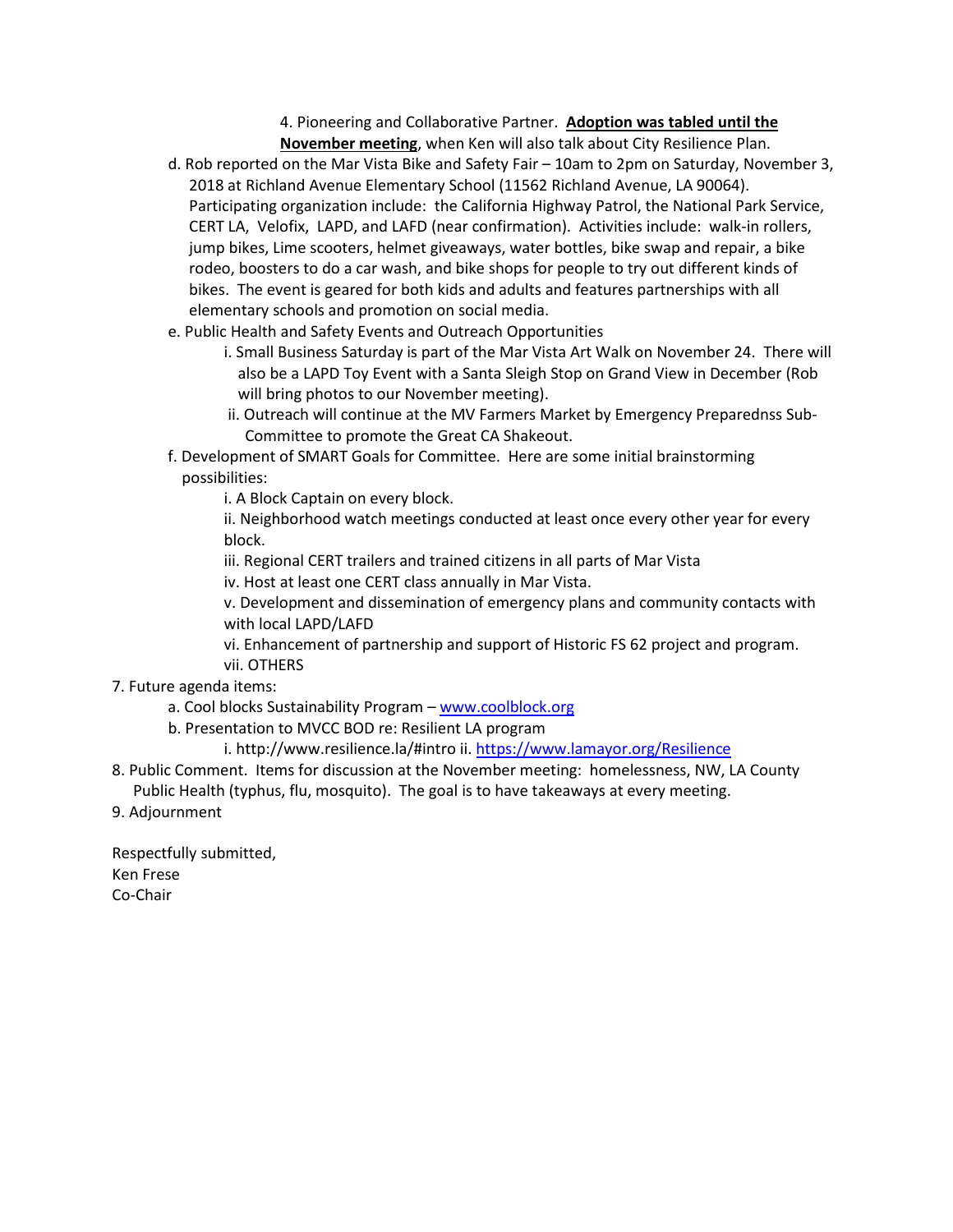4. Pioneering and Collaborative Partner. **<u>Adoption was tabled until the November meeting</u>**, when Ken will also talk about City Resilience Plan.

d. Rob reported on the Mar Vista Bike and Safety Fair – 10am to 2pm on Saturday, November 3, 2018 at Richland Avenue Elementary School (11562 Richland Avenue, LA 90064). Participating organization include: the California Highway Patrol, the National Park Service, CERT LA, Velofix, LAPD, and LAFD (near confirmation). Activities include: walk-in rollers, jump bikes, Lime scooters, helmet giveaways, water bottles, bike swap and repair, a bike rodeo, boosters to do a car wash, and bike shops for people to try out different kinds of bikes. The event is geared for both kids and adults and features partnerships with all elementary schools and promotion on social media.

e. Public Health and Safety Events and Outreach Opportunities

i. Small Business Saturday is part of the Mar Vista Art Walk on November 24. There will also be a LAPD Toy Event with a Santa Sleigh Stop on Grand View in December (Rob will bring photos to our November meeting).

ii. Outreach will continue at the MV Farmers Market by Emergency Preparednss Sub-Committee to promote the Great CA Shakeout.

f. Development of SMART Goals for Committee. Here are some initial brainstorming possibilities:

i. A Block Captain on every block.

ii. Neighborhood watch meetings conducted at least once every other year for every block.

iii. Regional CERT trailers and trained citizens in all parts of Mar Vista

iv. Host at least one CERT class annually in Mar Vista.

v. Development and dissemination of emergency plans and community contacts with with local LAPD/LAFD

vi. Enhancement of partnership and support of Historic FS 62 project and program.

vii. OTHERS

7. Future agenda items:

a. Cool blocks Sustainability Program – www.coolblock.org

b. Presentation to MVCC BOD re: Resilient LA program

i. http://www.resilience.la/#intro ii. https://www.lamayor.org/Resilience

8. Public Comment. Items for discussion at the November meeting: homelessness, NW, LA County Public Health (typhus, flu, mosquito). The goal is to have takeaways at every meeting.

9. Adjournment

Respectfully submitted,
Ken Frese
Co-Chair